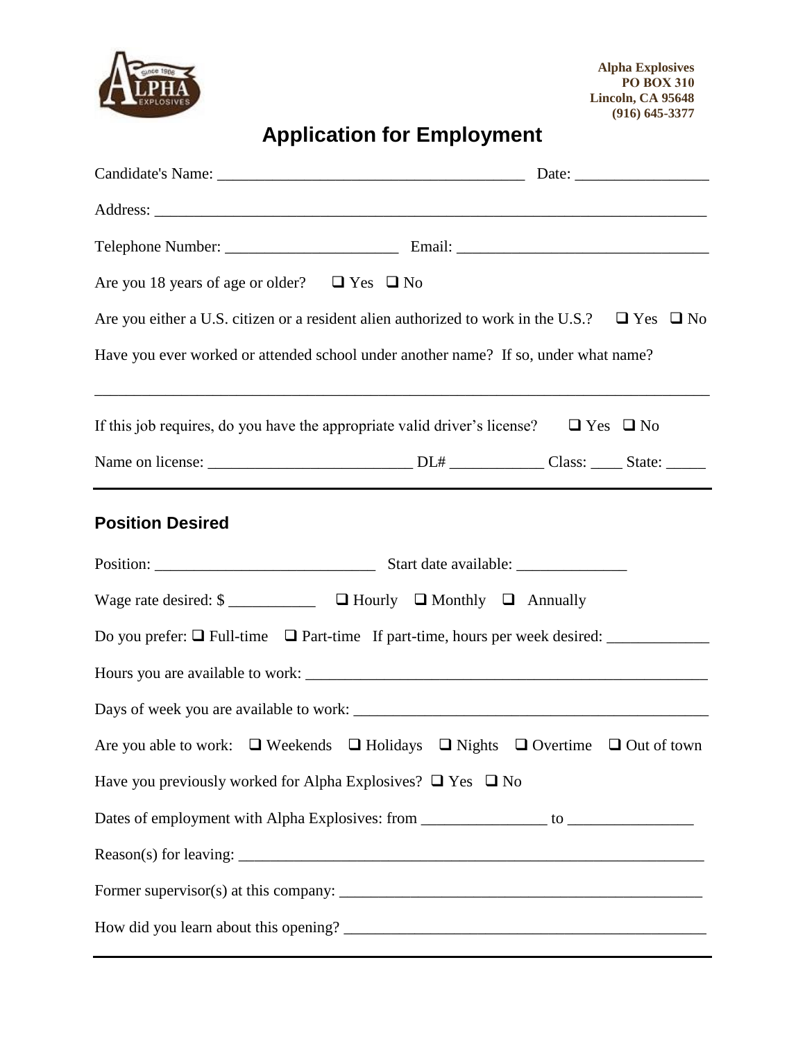Alpha Explosives
PO BOX 310
Lincoln, CA 95648
(916) 645-3377

# Application for Employment

Candidate's Name: ______________________________________ Date: ________________

Address: ______________________________________________________________________

Telephone Number: ______________________ Email: _______________________________

Are you 18 years of age or older? ☐ Yes ☐ No

Are you either a U.S. citizen or a resident alien authorized to work in the U.S.? ☐ Yes ☐ No

Have you ever worked or attended school under another name? If so, under what name?

_______________________________________________________________________________

If this job requires, do you have the appropriate valid driver's license? ☐ Yes ☐ No

Name on license: __________________________ DL# ____________ Class: ____ State: _____

---

## Position Desired

Position: ____________________________ Start date available: ______________

Wage rate desired: $ ___________ ☐ Hourly ☐ Monthly ☐ Annually

Do you prefer: ☐ Full-time ☐ Part-time If part-time, hours per week desired: _____________

Hours you are available to work: _____________________________________________________

Days of week you are available to work: _______________________________________________

Are you able to work: ☐ Weekends ☐ Holidays ☐ Nights ☐ Overtime ☐ Out of town

Have you previously worked for Alpha Explosives? ☐ Yes ☐ No

Dates of employment with Alpha Explosives: from ________________ to ________________

Reason(s) for leaving: ______________________________________________________________

Former supervisor(s) at this company: ________________________________________________

How did you learn about this opening? ________________________________________________

---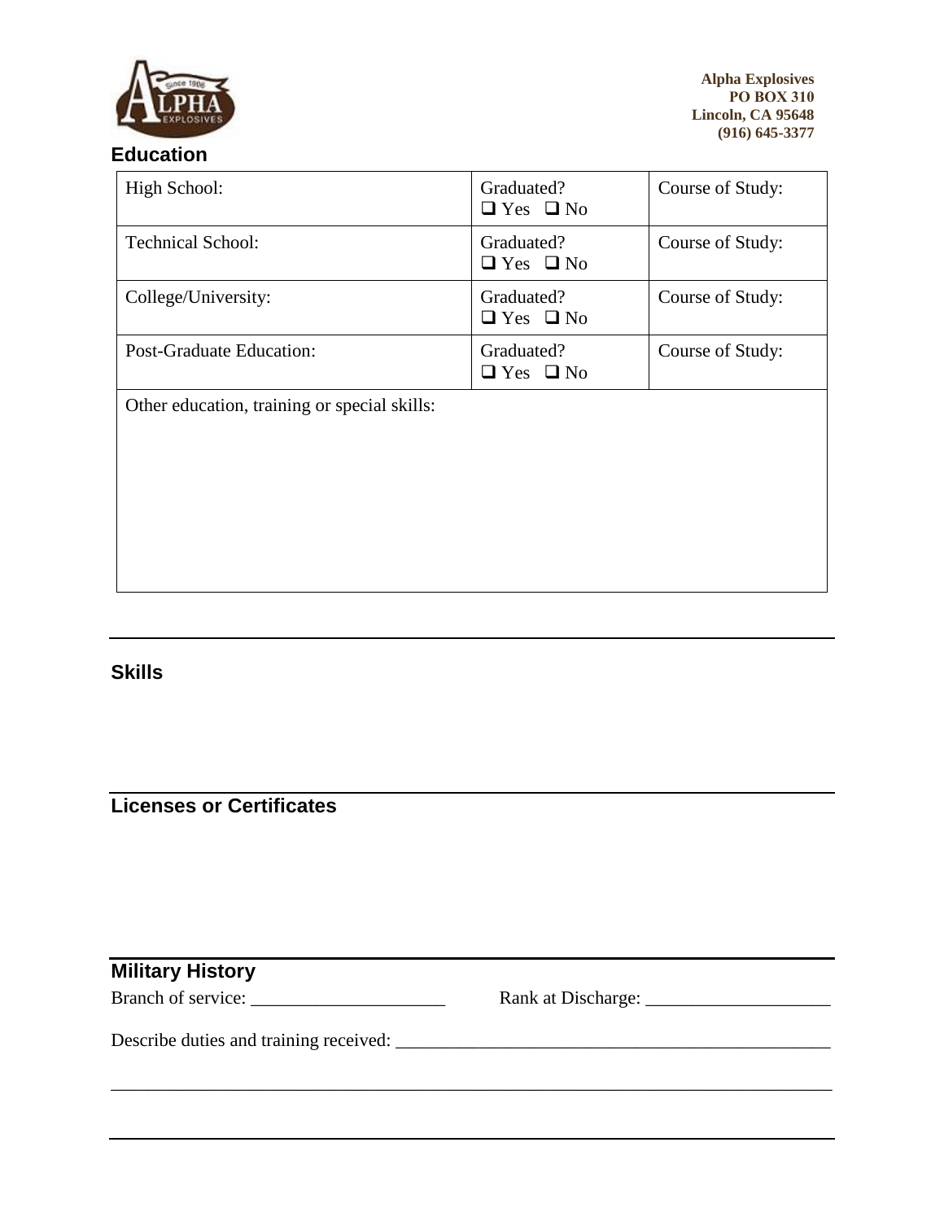**Alpha Explosives**
**PO BOX 310**
**Lincoln, CA 95648**
**(916) 645-3377**

## Education

| High School: | Graduated? ❑ Yes ❑ No | Course of Study: |
|---|---|---|
| Technical School: | Graduated? ❑ Yes ❑ No | Course of Study: |
| College/University: | Graduated? ❑ Yes ❑ No | Course of Study: |
| Post-Graduate Education: | Graduated? ❑ Yes ❑ No | Course of Study: |

Other education, training or special skills:

## Skills

## Licenses or Certificates

## Military History

Branch of service: ______________________ Rank at Discharge: ____________________

Describe duties and training received: ________________________________________________

_____________________________________________________________________________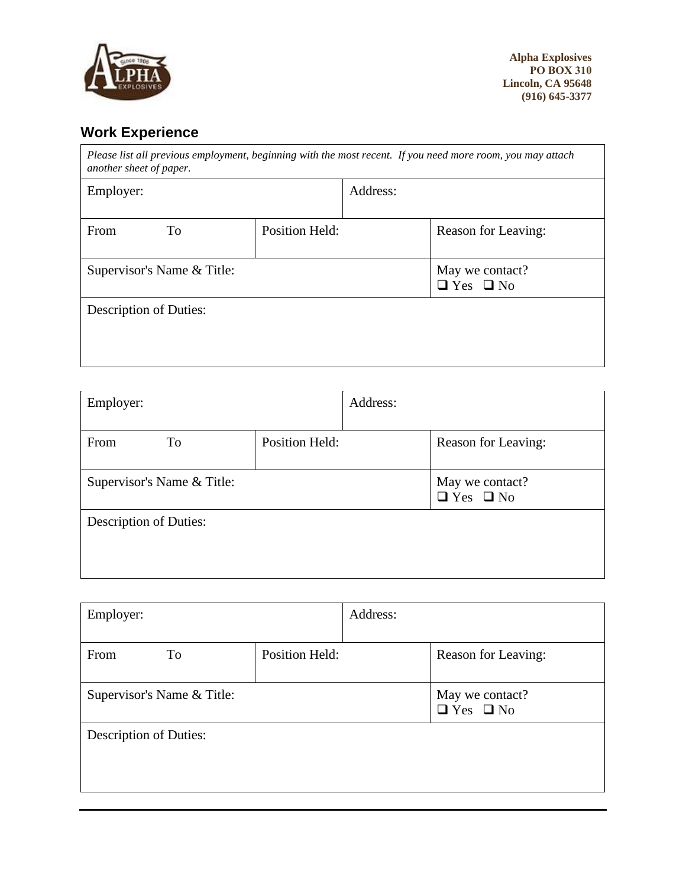**Alpha Explosives**
**PO BOX 310**
**Lincoln, CA 95648**
**(916) 645-3377**

## Work Experience

*Please list all previous employment, beginning with the most recent. If you need more room, you may attach another sheet of paper.*

| Employer: | | Address: |
|---|---|---|
| From To | Position Held: | Reason for Leaving: |
| Supervisor's Name & Title: | | May we contact? ☐ Yes ☐ No |
| Description of Duties: | | |

| Employer: | | Address: |
|---|---|---|
| From To | Position Held: | Reason for Leaving: |
| Supervisor's Name & Title: | | May we contact? ☐ Yes ☐ No |
| Description of Duties: | | |

| Employer: | | Address: |
|---|---|---|
| From To | Position Held: | Reason for Leaving: |
| Supervisor's Name & Title: | | May we contact? ☐ Yes ☐ No |
| Description of Duties: | | |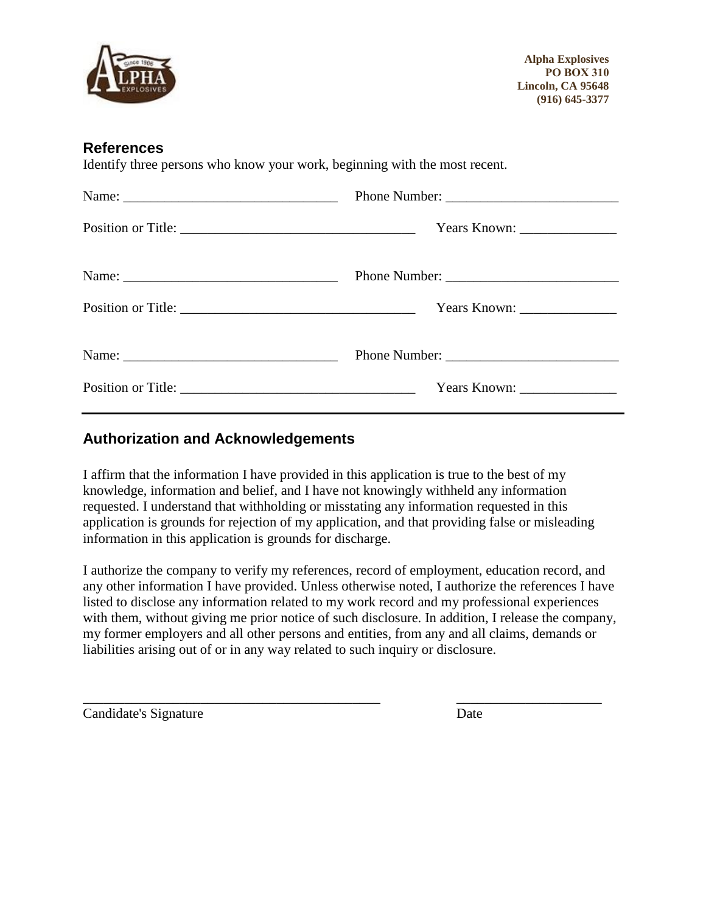**Alpha Explosives**
**PO BOX 310**
**Lincoln, CA 95648**
**(916) 645-3377**

## References

Identify three persons who know your work, beginning with the most recent.

Name: _______________________________ Phone Number: _________________________

Position or Title: __________________________________ Years Known: ______________

Name: _______________________________ Phone Number: _________________________

Position or Title: __________________________________ Years Known: ______________

Name: _______________________________ Phone Number: _________________________

Position or Title: __________________________________ Years Known: ______________

---

## Authorization and Acknowledgements

I affirm that the information I have provided in this application is true to the best of my knowledge, information and belief, and I have not knowingly withheld any information requested. I understand that withholding or misstating any information requested in this application is grounds for rejection of my application, and that providing false or misleading information in this application is grounds for discharge.

I authorize the company to verify my references, record of employment, education record, and any other information I have provided. Unless otherwise noted, I authorize the references I have listed to disclose any information related to my work record and my professional experiences with them, without giving me prior notice of such disclosure. In addition, I release the company, my former employers and all other persons and entities, from any and all claims, demands or liabilities arising out of or in any way related to such inquiry or disclosure.

____________________________________________ _____________________

Candidate's Signature Date